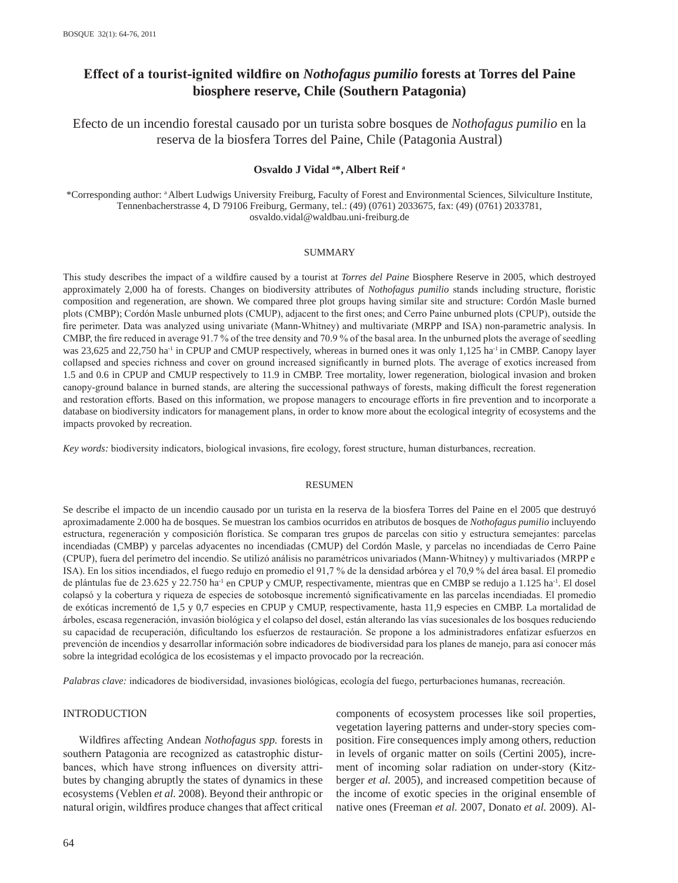# Effect of a tourist-ignited wildfire on *Nothofagus pumilio* forests at Torres del Paine biosphere reserve, Chile (Southern Patagonia)

## Efecto de un incendio forestal causado por un turista sobre bosques de *Nothofagus pumilio* en la reserva de la biosfera Torres del Paine, Chile (Patagonia Austral)

**Osvaldo J Vidal [a]\*, Albert Reif [a]**

\*Corresponding author: [a] Albert Ludwigs University Freiburg, Faculty of Forest and Environmental Sciences, Silviculture Institute, Tennenbacherstrasse 4, D 79106 Freiburg, Germany, tel.: (49) (0761) 2033675, fax: (49) (0761) 2033781, osvaldo.vidal@waldbau.uni-freiburg.de

### SUMMARY

This study describes the impact of a wildfire caused by a tourist at *Torres del Paine* Biosphere Reserve in 2005, which destroyed approximately 2,000 ha of forests. Changes on biodiversity attributes of *Nothofagus pumilio* stands including structure, floristic composition and regeneration, are shown. We compared three plot groups having similar site and structure: Cordón Masle burned plots (CMBP); Cordón Masle unburned plots (CMUP), adjacent to the first ones; and Cerro Paine unburned plots (CPUP), outside the fire perimeter. Data was analyzed using univariate (Mann-Whitney) and multivariate (MRPP and ISA) non-parametric analysis. In CMBP, the fire reduced in average 91.7 % of the tree density and 70.9 % of the basal area. In the unburned plots the average of seedling was 23,625 and 22,750 $ha^{-1}$ in CPUP and CMUP respectively, whereas in burned ones it was only 1,125 $ha^{-1}$ in CMBP. Canopy layer collapsed and species richness and cover on ground increased significantly in burned plots. The average of exotics increased from 1.5 and 0.6 in CPUP and CMUP respectively to 11.9 in CMBP. Tree mortality, lower regeneration, biological invasion and broken canopy-ground balance in burned stands, are altering the successional pathways of forests, making difficult the forest regeneration and restoration efforts. Based on this information, we propose managers to encourage efforts in fire prevention and to incorporate a database on biodiversity indicators for management plans, in order to know more about the ecological integrity of ecosystems and the impacts provoked by recreation.

*Key words:* biodiversity indicators, biological invasions, fire ecology, forest structure, human disturbances, recreation.

### RESUMEN

Se describe el impacto de un incendio causado por un turista en la reserva de la biosfera Torres del Paine en el 2005 que destruyó aproximadamente 2.000 ha de bosques. Se muestran los cambios ocurridos en atributos de bosques de *Nothofagus pumilio* incluyendo estructura, regeneración y composición florística. Se comparan tres grupos de parcelas con sitio y estructura semejantes: parcelas incendiadas (CMBP) y parcelas adyacentes no incendiadas (CMUP) del Cordón Masle, y parcelas no incendiadas de Cerro Paine (CPUP), fuera del perímetro del incendio. Se utilizó análisis no paramétricos univariados (Mann-Whitney) y multivariados (MRPP e ISA). En los sitios incendiados, el fuego redujo en promedio el 91,7 % de la densidad arbórea y el 70,9 % del área basal. El promedio de plántulas fue de 23.625 y 22.750 $ha^{-1}$ en CPUP y CMUP, respectivamente, mientras que en CMBP se redujo a 1.125 $ha^{-1}$. El dosel colapsó y la cobertura y riqueza de especies de sotobosque incrementó significativamente en las parcelas incendiadas. El promedio de exóticas incrementó de 1,5 y 0,7 especies en CPUP y CMUP, respectivamente, hasta 11,9 especies en CMBP. La mortalidad de árboles, escasa regeneración, invasión biológica y el colapso del dosel, están alterando las vías sucesionales de los bosques reduciendo su capacidad de recuperación, dificultando los esfuerzos de restauración. Se propone a los administradores enfatizar esfuerzos en prevención de incendios y desarrollar información sobre indicadores de biodiversidad para los planes de manejo, para así conocer más sobre la integridad ecológica de los ecosistemas y el impacto provocado por la recreación.

*Palabras clave:* indicadores de biodiversidad, invasiones biológicas, ecología del fuego, perturbaciones humanas, recreación.

## INTRODUCTION

Wildfires affecting Andean *Nothofagus spp.* forests in southern Patagonia are recognized as catastrophic disturbances, which have strong influences on diversity attributes by changing abruptly the states of dynamics in these ecosystems (Veblen *et al.* 2008). Beyond their anthropic or natural origin, wildfires produce changes that affect critical components of ecosystem processes like soil properties, vegetation layering patterns and under-story species composition. Fire consequences imply among others, reduction in levels of organic matter on soils (Certini 2005), increment of incoming solar radiation on under-story (Kitzberger *et al.* 2005), and increased competition because of the income of exotic species in the original ensemble of native ones (Freeman *et al.* 2007, Donato *et al.* 2009). Al-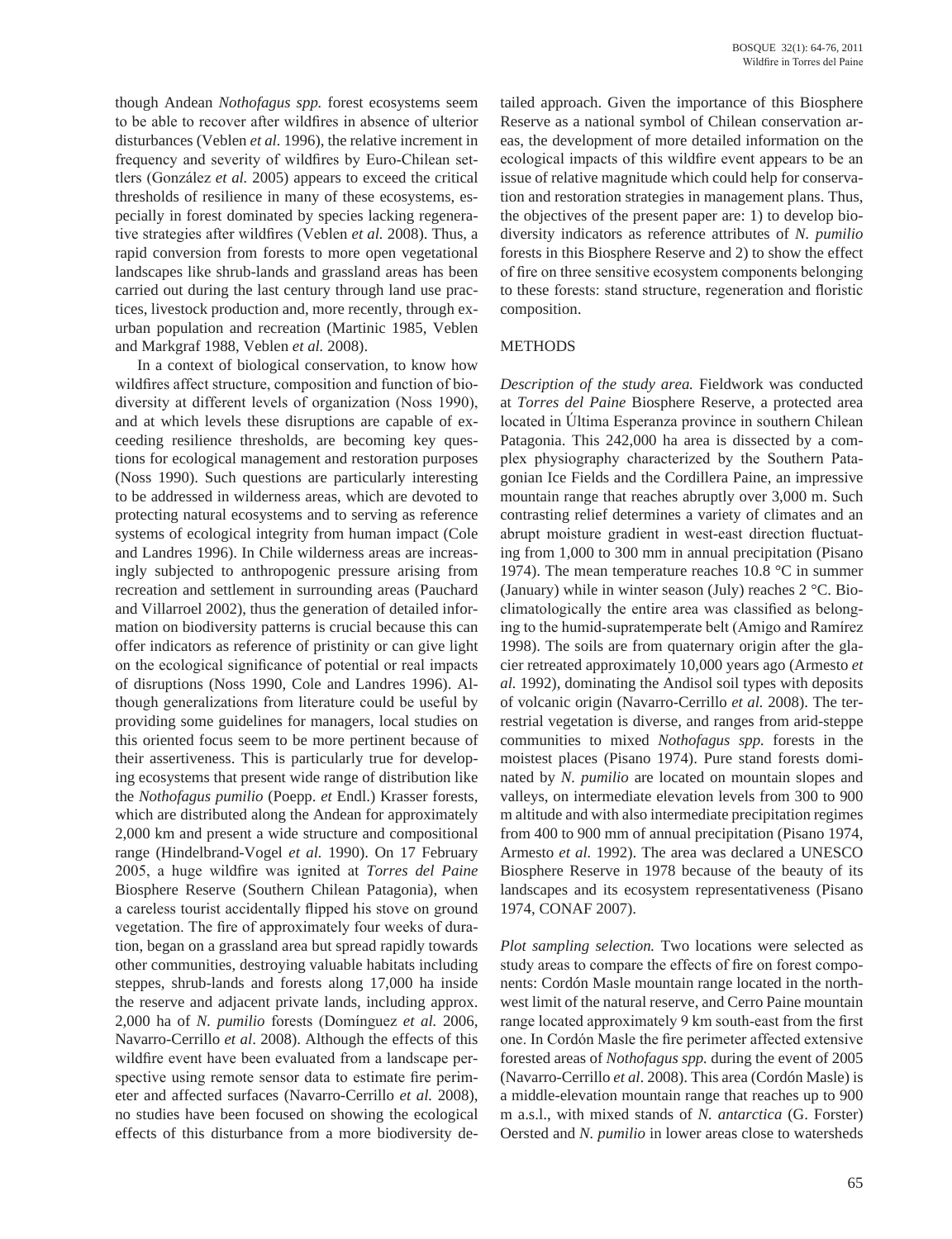though Andean *Nothofagus spp.* forest ecosystems seem to be able to recover after wildfires in absence of ulterior disturbances (Veblen *et al*. 1996), the relative increment in frequency and severity of wildfires by Euro-Chilean settlers (González *et al.* 2005) appears to exceed the critical thresholds of resilience in many of these ecosystems, especially in forest dominated by species lacking regenerative strategies after wildfires (Veblen *et al.* 2008). Thus, a rapid conversion from forests to more open vegetational landscapes like shrub-lands and grassland areas has been carried out during the last century through land use practices, livestock production and, more recently, through ex-urban population and recreation (Martinic 1985, Veblen and Markgraf 1988, Veblen *et al.* 2008).

In a context of biological conservation, to know how wildfires affect structure, composition and function of biodiversity at different levels of organization (Noss 1990), and at which levels these disruptions are capable of exceeding resilience thresholds, are becoming key questions for ecological management and restoration purposes (Noss 1990). Such questions are particularly interesting to be addressed in wilderness areas, which are devoted to protecting natural ecosystems and to serving as reference systems of ecological integrity from human impact (Cole and Landres 1996). In Chile wilderness areas are increasingly subjected to anthropogenic pressure arising from recreation and settlement in surrounding areas (Pauchard and Villarroel 2002), thus the generation of detailed information on biodiversity patterns is crucial because this can offer indicators as reference of pristinity or can give light on the ecological significance of potential or real impacts of disruptions (Noss 1990, Cole and Landres 1996). Although generalizations from literature could be useful by providing some guidelines for managers, local studies on this oriented focus seem to be more pertinent because of their assertiveness. This is particularly true for developing ecosystems that present wide range of distribution like the *Nothofagus pumilio* (Poepp. *et* Endl.) Krasser forests, which are distributed along the Andean for approximately 2,000 km and present a wide structure and compositional range (Hindelbrand-Vogel *et al.* 1990). On 17 February 2005, a huge wildfire was ignited at *Torres del Paine* Biosphere Reserve (Southern Chilean Patagonia), when a careless tourist accidentally flipped his stove on ground vegetation. The fire of approximately four weeks of duration, began on a grassland area but spread rapidly towards other communities, destroying valuable habitats including steppes, shrub-lands and forests along 17,000 ha inside the reserve and adjacent private lands, including approx. 2,000 ha of *N. pumilio* forests (Domínguez *et al.* 2006, Navarro-Cerrillo *et al*. 2008). Although the effects of this wildfire event have been evaluated from a landscape perspective using remote sensor data to estimate fire perimeter and affected surfaces (Navarro-Cerrillo *et al.* 2008), no studies have been focused on showing the ecological effects of this disturbance from a more biodiversity detailed approach. Given the importance of this Biosphere Reserve as a national symbol of Chilean conservation areas, the development of more detailed information on the ecological impacts of this wildfire event appears to be an issue of relative magnitude which could help for conservation and restoration strategies in management plans. Thus, the objectives of the present paper are: 1) to develop biodiversity indicators as reference attributes of *N. pumilio* forests in this Biosphere Reserve and 2) to show the effect of fire on three sensitive ecosystem components belonging to these forests: stand structure, regeneration and floristic composition.

## METHODS

*Description of the study area.* Fieldwork was conducted at *Torres del Paine* Biosphere Reserve, a protected area located in Última Esperanza province in southern Chilean Patagonia. This 242,000 ha area is dissected by a complex physiography characterized by the Southern Patagonian Ice Fields and the Cordillera Paine, an impressive mountain range that reaches abruptly over 3,000 m. Such contrasting relief determines a variety of climates and an abrupt moisture gradient in west-east direction fluctuating from 1,000 to 300 mm in annual precipitation (Pisano 1974). The mean temperature reaches 10.8 °C in summer (January) while in winter season (July) reaches 2 °C. Bioclimatologically the entire area was classified as belonging to the humid-supratemperate belt (Amigo and Ramírez 1998). The soils are from quaternary origin after the glacier retreated approximately 10,000 years ago (Armesto *et al.* 1992), dominating the Andisol soil types with deposits of volcanic origin (Navarro-Cerrillo *et al.* 2008). The terrestrial vegetation is diverse, and ranges from arid-steppe communities to mixed *Nothofagus spp.* forests in the moistest places (Pisano 1974). Pure stand forests dominated by *N. pumilio* are located on mountain slopes and valleys, on intermediate elevation levels from 300 to 900 m altitude and with also intermediate precipitation regimes from 400 to 900 mm of annual precipitation (Pisano 1974, Armesto *et al.* 1992). The area was declared a UNESCO Biosphere Reserve in 1978 because of the beauty of its landscapes and its ecosystem representativeness (Pisano 1974, CONAF 2007).

*Plot sampling selection.* Two locations were selected as study areas to compare the effects of fire on forest components: Cordón Masle mountain range located in the northwest limit of the natural reserve, and Cerro Paine mountain range located approximately 9 km south-east from the first one. In Cordón Masle the fire perimeter affected extensive forested areas of *Nothofagus spp.* during the event of 2005 (Navarro-Cerrillo *et al*. 2008). This area (Cordón Masle) is a middle-elevation mountain range that reaches up to 900 m a.s.l., with mixed stands of *N. antarctica* (G. Forster) Oersted and *N. pumilio* in lower areas close to watersheds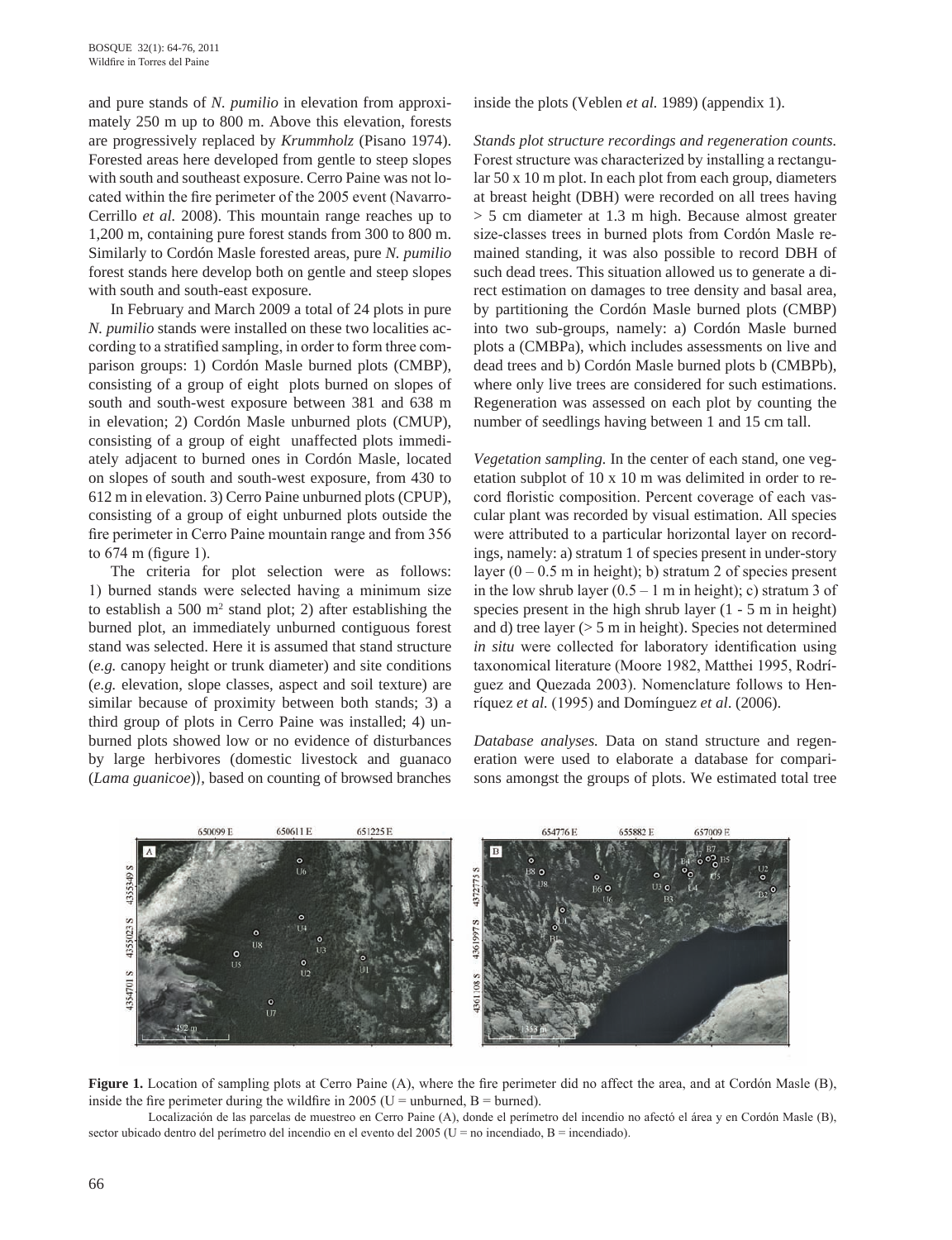and pure stands of *N. pumilio* in elevation from approximately 250 m up to 800 m. Above this elevation, forests are progressively replaced by *Krummholz* (Pisano 1974). Forested areas here developed from gentle to steep slopes with south and southeast exposure. Cerro Paine was not located within the fire perimeter of the 2005 event (Navarro-Cerrillo *et al.* 2008). This mountain range reaches up to 1,200 m, containing pure forest stands from 300 to 800 m. Similarly to Cordón Masle forested areas, pure *N. pumilio* forest stands here develop both on gentle and steep slopes with south and south-east exposure.

In February and March 2009 a total of 24 plots in pure *N. pumilio* stands were installed on these two localities according to a stratified sampling, in order to form three comparison groups: 1) Cordón Masle burned plots (CMBP), consisting of a group of eight plots burned on slopes of south and south-west exposure between 381 and 638 m in elevation; 2) Cordón Masle unburned plots (CMUP), consisting of a group of eight unaffected plots immediately adjacent to burned ones in Cordón Masle, located on slopes of south and south-west exposure, from 430 to 612 m in elevation. 3) Cerro Paine unburned plots (CPUP), consisting of a group of eight unburned plots outside the fire perimeter in Cerro Paine mountain range and from 356 to 674 m (figure 1).

The criteria for plot selection were as follows: 1) burned stands were selected having a minimum size to establish a 500 m² stand plot; 2) after establishing the burned plot, an immediately unburned contiguous forest stand was selected. Here it is assumed that stand structure (*e.g.* canopy height or trunk diameter) and site conditions (*e.g.* elevation, slope classes, aspect and soil texture) are similar because of proximity between both stands; 3) a third group of plots in Cerro Paine was installed; 4) unburned plots showed low or no evidence of disturbances by large herbivores (domestic livestock and guanaco (*Lama guanicoe*)), based on counting of browsed branches inside the plots (Veblen *et al.* 1989) (appendix 1).

*Stands plot structure recordings and regeneration counts.* Forest structure was characterized by installing a rectangular 50 x 10 m plot. In each plot from each group, diameters at breast height (DBH) were recorded on all trees having > 5 cm diameter at 1.3 m high. Because almost greater size-classes trees in burned plots from Cordón Masle remained standing, it was also possible to record DBH of such dead trees. This situation allowed us to generate a direct estimation on damages to tree density and basal area, by partitioning the Cordón Masle burned plots (CMBP) into two sub-groups, namely: a) Cordón Masle burned plots a (CMBPa), which includes assessments on live and dead trees and b) Cordón Masle burned plots b (CMBPb), where only live trees are considered for such estimations. Regeneration was assessed on each plot by counting the number of seedlings having between 1 and 15 cm tall.

*Vegetation sampling.* In the center of each stand, one vegetation subplot of 10 x 10 m was delimited in order to record floristic composition. Percent coverage of each vascular plant was recorded by visual estimation. All species were attributed to a particular horizontal layer on recordings, namely: a) stratum 1 of species present in under-story layer (0 – 0.5 m in height); b) stratum 2 of species present in the low shrub layer (0.5 – 1 m in height); c) stratum 3 of species present in the high shrub layer (1 - 5 m in height) and d) tree layer (> 5 m in height). Species not determined *in situ* were collected for laboratory identification using taxonomical literature (Moore 1982, Matthei 1995, Rodríguez and Quezada 2003). Nomenclature follows to Henríquez *et al.* (1995) and Domínguez *et al*. (2006).

*Database analyses.* Data on stand structure and regeneration were used to elaborate a database for comparisons amongst the groups of plots. We estimated total tree

**Figure 1.** Location of sampling plots at Cerro Paine (A), where the fire perimeter did no affect the area, and at Cordón Masle (B), inside the fire perimeter during the wildfire in 2005 (U = unburned, B = burned).

Localización de las parcelas de muestreo en Cerro Paine (A), donde el perímetro del incendio no afectó el área y en Cordón Masle (B), sector ubicado dentro del perímetro del incendio en el evento del 2005 (U = no incendiado, B = incendiado).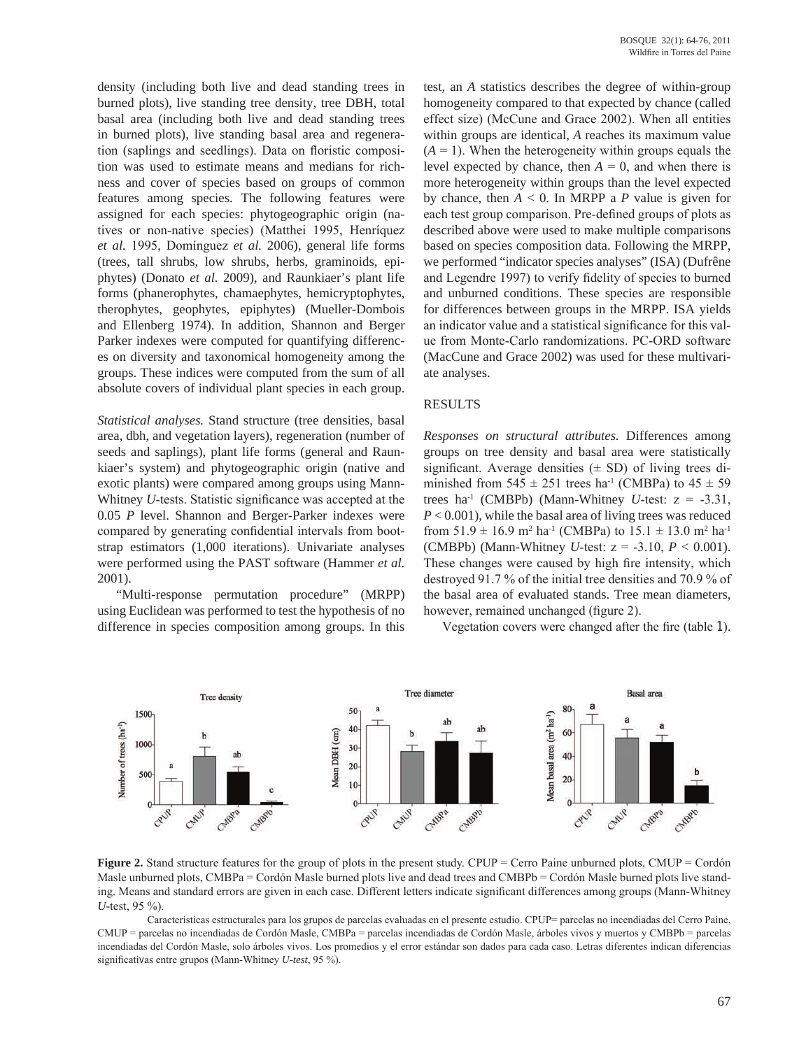density (including both live and dead standing trees in burned plots), live standing tree density, tree DBH, total basal area (including both live and dead standing trees in burned plots), live standing basal area and regeneration (saplings and seedlings). Data on floristic composition was used to estimate means and medians for richness and cover of species based on groups of common features among species. The following features were assigned for each species: phytogeographic origin (natives or non-native species) (Matthei 1995, Henríquez *et al.* 1995, Domínguez *et al.* 2006), general life forms (trees, tall shrubs, low shrubs, herbs, graminoids, epiphytes) (Donato *et al.* 2009), and Raunkiaer's plant life forms (phanerophytes, chamaephytes, hemicryptophytes, therophytes, geophytes, epiphytes) (Mueller-Dombois and Ellenberg 1974). In addition, Shannon and Berger Parker indexes were computed for quantifying differences on diversity and taxonomical homogeneity among the groups. These indices were computed from the sum of all absolute covers of individual plant species in each group.

*Statistical analyses.* Stand structure (tree densities, basal area, dbh, and vegetation layers), regeneration (number of seeds and saplings), plant life forms (general and Raunkiaer's system) and phytogeographic origin (native and exotic plants) were compared among groups using Mann-Whitney *U*-tests. Statistic significance was accepted at the 0.05 *P* level. Shannon and Berger-Parker indexes were compared by generating confidential intervals from bootstrap estimators (1,000 iterations). Univariate analyses were performed using the PAST software (Hammer *et al.* 2001).

"Multi-response permutation procedure" (MRPP) using Euclidean was performed to test the hypothesis of no difference in species composition among groups. In this test, an *A* statistics describes the degree of within-group homogeneity compared to that expected by chance (called effect size) (McCune and Grace 2002). When all entities within groups are identical, *A* reaches its maximum value ($A = 1$). When the heterogeneity within groups equals the level expected by chance, then $A = 0$, and when there is more heterogeneity within groups than the level expected by chance, then $A < 0$. In MRPP a *P* value is given for each test group comparison. Pre-defined groups of plots as described above were used to make multiple comparisons based on species composition data. Following the MRPP, we performed "indicator species analyses" (ISA) (Dufrêne and Legendre 1997) to verify fidelity of species to burned and unburned conditions. These species are responsible for differences between groups in the MRPP. ISA yields an indicator value and a statistical significance for this value from Monte-Carlo randomizations. PC-ORD software (MacCune and Grace 2002) was used for these multivariate analyses.

## RESULTS

*Responses on structural attributes.* Differences among groups on tree density and basal area were statistically significant. Average densities (± SD) of living trees diminished from 545 ± 251 trees ha$^{-1}$ (CMBPa) to 45 ± 59 trees ha$^{-1}$ (CMBPb) (Mann-Whitney *U*-test: z = -3.31, $P < 0.001$), while the basal area of living trees was reduced from 51.9 ± 16.9 m$^2$ ha$^{-1}$ (CMBPa) to 15.1 ± 13.0 m$^2$ ha$^{-1}$ (CMBPb) (Mann-Whitney *U*-test: z = -3.10, $P < 0.001$). These changes were caused by high fire intensity, which destroyed 91.7 % of the initial tree densities and 70.9 % of the basal area of evaluated stands. Tree mean diameters, however, remained unchanged (figure 2).

Vegetation covers were changed after the fire (table 1).

**Figure 2.** Stand structure features for the group of plots in the present study. CPUP = Cerro Paine unburned plots, CMUP = Cordón Masle unburned plots, CMBPa = Cordón Masle burned plots live and dead trees and CMBPb = Cordón Masle burned plots live standing. Means and standard errors are given in each case. Different letters indicate significant differences among groups (Mann-Whitney *U*-test, 95 %).

Características estructurales para los grupos de parcelas evaluadas en el presente estudio. CPUP= parcelas no incendiadas del Cerro Paine, CMUP = parcelas no incendiadas de Cordón Masle, CMBPa = parcelas incendiadas de Cordón Masle, árboles vivos y muertos y CMBPb = parcelas incendiadas del Cordón Masle, solo árboles vivos. Los promedios y el error estándar son dados para cada caso. Letras diferentes indican diferencias significativas entre grupos (Mann-Whitney *U-test*, 95 %).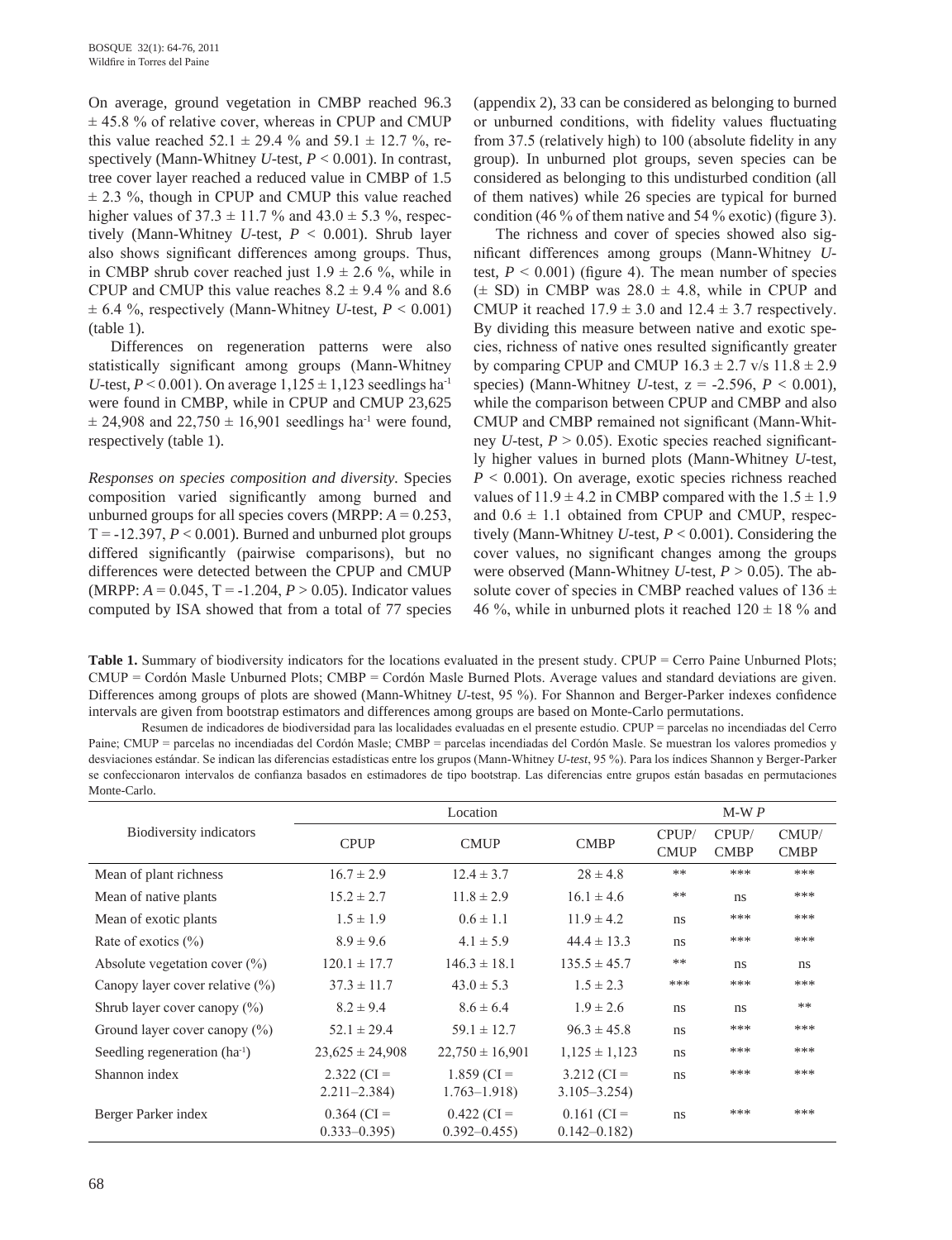On average, ground vegetation in CMBP reached 96.3 ± 45.8 % of relative cover, whereas in CPUP and CMUP this value reached 52.1 ± 29.4 % and 59.1 ± 12.7 %, respectively (Mann-Whitney *U*-test, $P < 0.001$). In contrast, tree cover layer reached a reduced value in CMBP of 1.5 ± 2.3 %, though in CPUP and CMUP this value reached higher values of 37.3 ± 11.7 % and 43.0 ± 5.3 %, respectively (Mann-Whitney *U*-test, $P < 0.001$). Shrub layer also shows significant differences among groups. Thus, in CMBP shrub cover reached just 1.9 ± 2.6 %, while in CPUP and CMUP this value reaches 8.2 ± 9.4 % and 8.6 ± 6.4 %, respectively (Mann-Whitney *U*-test, $P < 0.001$) (table 1).

Differences on regeneration patterns were also statistically significant among groups (Mann-Whitney *U*-test, $P < 0.001$). On average 1,125 ± 1,123 seedlings ha$^{-1}$ were found in CMBP, while in CPUP and CMUP 23,625 ± 24,908 and 22,750 ± 16,901 seedlings ha$^{-1}$ were found, respectively (table 1).

*Responses on species composition and diversity.* Species composition varied significantly among burned and unburned groups for all species covers (MRPP: $A = 0.253$, $T = -12.397$, $P < 0.001$). Burned and unburned plot groups differed significantly (pairwise comparisons), but no differences were detected between the CPUP and CMUP (MRPP: $A = 0.045$, $T = -1.204$, $P > 0.05$). Indicator values computed by ISA showed that from a total of 77 species (appendix 2), 33 can be considered as belonging to burned or unburned conditions, with fidelity values fluctuating from 37.5 (relatively high) to 100 (absolute fidelity in any group). In unburned plot groups, seven species can be considered as belonging to this undisturbed condition (all of them natives) while 26 species are typical for burned condition (46 % of them native and 54 % exotic) (figure 3).

The richness and cover of species showed also significant differences among groups (Mann-Whitney *U*-test, $P < 0.001$) (figure 4). The mean number of species (± SD) in CMBP was 28.0 ± 4.8, while in CPUP and CMUP it reached 17.9 ± 3.0 and 12.4 ± 3.7 respectively. By dividing this measure between native and exotic species, richness of native ones resulted significantly greater by comparing CPUP and CMUP 16.3 ± 2.7 v/s 11.8 ± 2.9 species) (Mann-Whitney *U*-test, $z = -2.596$, $P < 0.001$), while the comparison between CPUP and CMBP and also CMUP and CMBP remained not significant (Mann-Whitney *U*-test, $P > 0.05$). Exotic species reached significantly higher values in burned plots (Mann-Whitney *U*-test, $P < 0.001$). On average, exotic species richness reached values of 11.9 ± 4.2 in CMBP compared with the 1.5 ± 1.9 and 0.6 ± 1.1 obtained from CPUP and CMUP, respectively (Mann-Whitney *U*-test, $P < 0.001$). Considering the cover values, no significant changes among the groups were observed (Mann-Whitney *U*-test, $P > 0.05$). The absolute cover of species in CMBP reached values of 136 ± 46 %, while in unburned plots it reached 120 ± 18 % and

**Table 1.** Summary of biodiversity indicators for the locations evaluated in the present study. CPUP = Cerro Paine Unburned Plots; CMUP = Cordón Masle Unburned Plots; CMBP = Cordón Masle Burned Plots. Average values and standard deviations are given. Differences among groups of plots are showed (Mann-Whitney *U*-test, 95 %). For Shannon and Berger-Parker indexes confidence intervals are given from bootstrap estimators and differences among groups are based on Monte-Carlo permutations.

Resumen de indicadores de biodiversidad para las localidades evaluadas en el presente estudio. CPUP = parcelas no incendiadas del Cerro Paine; CMUP = parcelas no incendiadas del Cordón Masle; CMBP = parcelas incendiadas del Cordón Masle. Se muestran los valores promedios y desviaciones estándar. Se indican las diferencias estadísticas entre los grupos (Mann-Whitney *U-test*, 95 %). Para los índices Shannon y Berger-Parker se confeccionaron intervalos de confianza basados en estimadores de tipo bootstrap. Las diferencias entre grupos están basadas en permutaciones Monte-Carlo.

| Biodiversity indicators | Location | | | M-W *P* | | |
|---|---|---|---|---|---|---|
| | CPUP | CMUP | CMBP | CPUP/ CMUP | CPUP/ CMBP | CMUP/ CMBP |
| Mean of plant richness | 16.7 ± 2.9 | 12.4 ± 3.7 | 28 ± 4.8 | ** | *** | *** |
| Mean of native plants | 15.2 ± 2.7 | 11.8 ± 2.9 | 16.1 ± 4.6 | ** | ns | *** |
| Mean of exotic plants | 1.5 ± 1.9 | 0.6 ± 1.1 | 11.9 ± 4.2 | ns | *** | *** |
| Rate of exotics (%) | 8.9 ± 9.6 | 4.1 ± 5.9 | 44.4 ± 13.3 | ns | *** | *** |
| Absolute vegetation cover (%) | 120.1 ± 17.7 | 146.3 ± 18.1 | 135.5 ± 45.7 | ** | ns | ns |
| Canopy layer cover relative (%) | 37.3 ± 11.7 | 43.0 ± 5.3 | 1.5 ± 2.3 | *** | *** | *** |
| Shrub layer cover canopy (%) | 8.2 ± 9.4 | 8.6 ± 6.4 | 1.9 ± 2.6 | ns | ns | ** |
| Ground layer cover canopy (%) | 52.1 ± 29.4 | 59.1 ± 12.7 | 96.3 ± 45.8 | ns | *** | *** |
| Seedling regeneration (ha$^{-1}$) | 23,625 ± 24,908 | 22,750 ± 16,901 | 1,125 ± 1,123 | ns | *** | *** |
| Shannon index | 2.322 (CI = 2.211–2.384) | 1.859 (CI = 1.763–1.918) | 3.212 (CI = 3.105–3.254) | ns | *** | *** |
| Berger Parker index | 0.364 (CI = 0.333–0.395) | 0.422 (CI = 0.392–0.455) | 0.161 (CI = 0.142–0.182) | ns | *** | *** |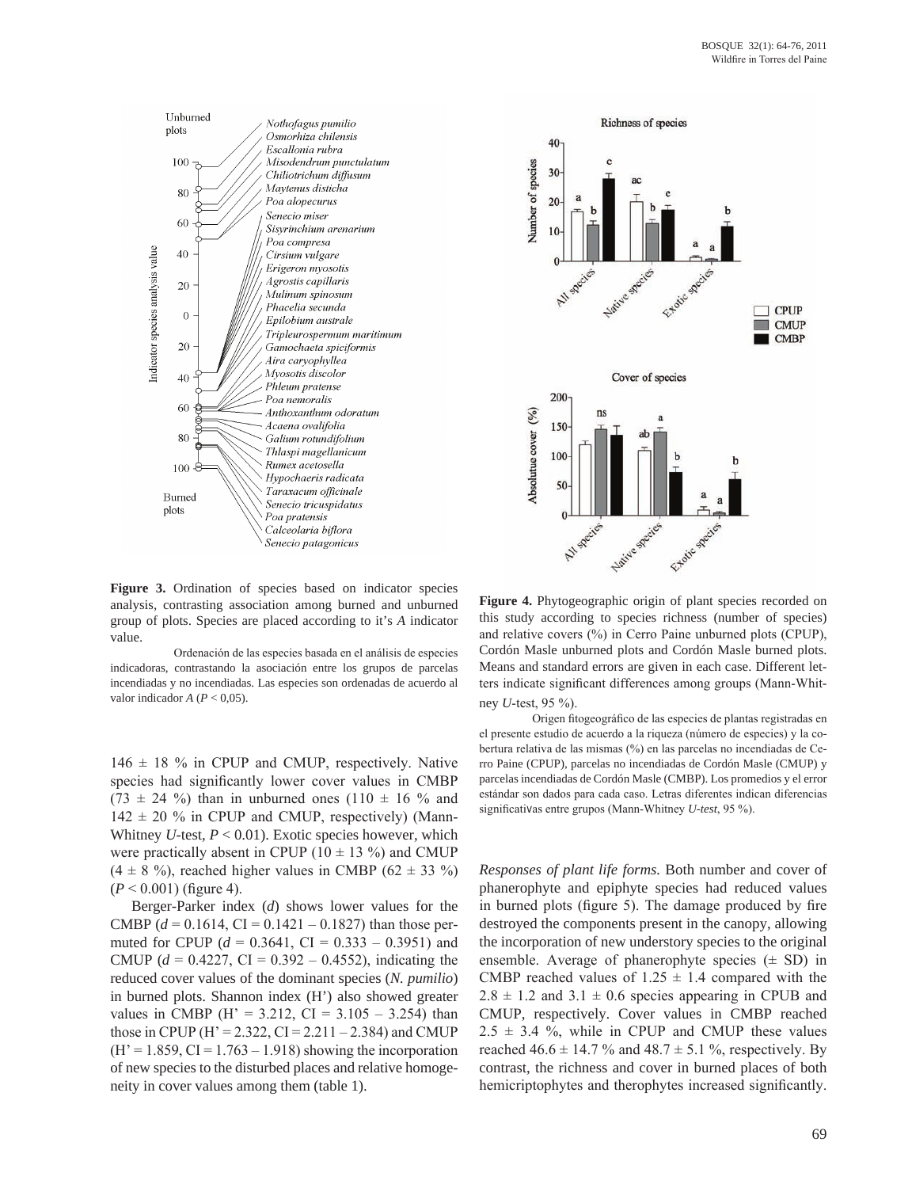**Figure 3.** Ordination of species based on indicator species analysis, contrasting association among burned and unburned group of plots. Species are placed according to it's *A* indicator value.

Ordenación de las especies basada en el análisis de especies indicadoras, contrastando la asociación entre los grupos de parcelas incendiadas y no incendiadas. Las especies son ordenadas de acuerdo al valor indicador *A* ($P$ < 0,05).

**Figure 4.** Phytogeographic origin of plant species recorded on this study according to species richness (number of species) and relative covers (%) in Cerro Paine unburned plots (CPUP), Cordón Masle unburned plots and Cordón Masle burned plots. Means and standard errors are given in each case. Different letters indicate significant differences among groups (Mann-Whitney *U*-test, 95 %).

Origen fitogeográfico de las especies de plantas registradas en el presente estudio de acuerdo a la riqueza (número de especies) y la cobertura relativa de las mismas (%) en las parcelas no incendiadas de Cerro Paine (CPUP), parcelas no incendiadas de Cordón Masle (CMUP) y parcelas incendiadas de Cordón Masle (CMBP). Los promedios y el error estándar son dados para cada caso. Letras diferentes indican diferencias significativas entre grupos (Mann-Whitney *U-test*, 95 %).

146 ± 18 % in CPUP and CMUP, respectively. Native species had significantly lower cover values in CMBP (73 ± 24 %) than in unburned ones (110 ± 16 % and 142 ± 20 % in CPUP and CMUP, respectively) (Mann-Whitney *U*-test, $P$ < 0.01). Exotic species however, which were practically absent in CPUP (10 ± 13 %) and CMUP (4 ± 8 %), reached higher values in CMBP (62 ± 33 %) ($P$ < 0.001) (figure 4).

Berger-Parker index ($d$) shows lower values for the CMBP ($d$ = 0.1614, CI = 0.1421 – 0.1827) than those permuted for CPUP ($d$ = 0.3641, CI = 0.333 – 0.3951) and CMUP ($d$ = 0.4227, CI = 0.392 – 0.4552), indicating the reduced cover values of the dominant species (*N. pumilio*) in burned plots. Shannon index (H') also showed greater values in CMBP (H' = 3.212, CI = 3.105 – 3.254) than those in CPUP (H' = 2.322, CI = 2.211 – 2.384) and CMUP (H' = 1.859, CI = 1.763 – 1.918) showing the incorporation of new species to the disturbed places and relative homogeneity in cover values among them (table 1).

*Responses of plant life forms.* Both number and cover of phanerophyte and epiphyte species had reduced values in burned plots (figure 5). The damage produced by fire destroyed the components present in the canopy, allowing the incorporation of new understory species to the original ensemble. Average of phanerophyte species (± SD) in CMBP reached values of 1.25 ± 1.4 compared with the 2.8 ± 1.2 and 3.1 ± 0.6 species appearing in CPUB and CMUP, respectively. Cover values in CMBP reached 2.5 ± 3.4 %, while in CPUP and CMUP these values reached 46.6 ± 14.7 % and 48.7 ± 5.1 %, respectively. By contrast, the richness and cover in burned places of both hemicriptophytes and therophytes increased significantly.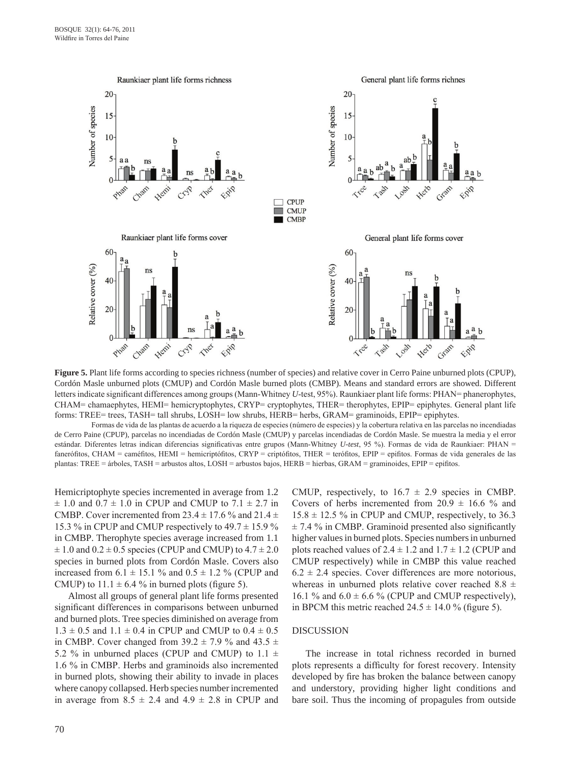**Figure 5.** Plant life forms according to species richness (number of species) and relative cover in Cerro Paine unburned plots (CPUP), Cordón Masle unburned plots (CMUP) and Cordón Masle burned plots (CMBP). Means and standard errors are showed. Different letters indicate significant differences among groups (Mann-Whitney *U*-test, 95%). Raunkiaer plant life forms: PHAN= phanerophytes, CHAM= chamaephytes, HEMI= hemicryptophytes, CRYP= cryptophytes, THER= therophytes, EPIP= epiphytes. General plant life forms: TREE= trees, TASH= tall shrubs, LOSH= low shrubs, HERB= herbs, GRAM= graminoids, EPIP= epiphytes.

Formas de vida de las plantas de acuerdo a la riqueza de especies (número de especies) y la cobertura relativa en las parcelas no incendiadas de Cerro Paine (CPUP), parcelas no incendiadas de Cordón Masle (CMUP) y parcelas incendiadas de Cordón Masle. Se muestra la media y el error estándar. Diferentes letras indican diferencias significativas entre grupos (Mann-Whitney *U-test*, 95 %). Formas de vida de Raunkiaer: PHAN = fanerófitos, CHAM = caméfitos, HEMI = hemicriptófitos, CRYP = criptófitos, THER = terófitos, EPIP = epifitos. Formas de vida generales de las plantas: TREE = árboles, TASH = arbustos altos, LOSH = arbustos bajos, HERB = hierbas, GRAM = graminoides, EPIP = epifitos.

Hemicriptophyte species incremented in average from 1.2 ± 1.0 and 0.7 ± 1.0 in CPUP and CMUP to 7.1 ± 2.7 in CMBP. Cover incremented from 23.4 ± 17.6 % and 21.4 ± 15.3 % in CPUP and CMUP respectively to 49.7 ± 15.9 % in CMBP. Therophyte species average increased from 1.1 ± 1.0 and 0.2 ± 0.5 species (CPUP and CMUP) to 4.7 ± 2.0 species in burned plots from Cordón Masle. Covers also increased from 6.1 ± 15.1 % and 0.5 ± 1.2 % (CPUP and CMUP) to 11.1 ± 6.4 % in burned plots (figure 5).

Almost all groups of general plant life forms presented significant differences in comparisons between unburned and burned plots. Tree species diminished on average from 1.3 ± 0.5 and 1.1 ± 0.4 in CPUP and CMUP to 0.4 ± 0.5 in CMBP. Cover changed from 39.2 ± 7.9 % and 43.5 ± 5.2 % in unburned places (CPUP and CMUP) to 1.1 ± 1.6 % in CMBP. Herbs and graminoids also incremented in burned plots, showing their ability to invade in places where canopy collapsed. Herb species number incremented in average from 8.5 ± 2.4 and 4.9 ± 2.8 in CPUP and CMUP, respectively, to 16.7 ± 2.9 species in CMBP. Covers of herbs incremented from 20.9 ± 16.6 % and 15.8 ± 12.5 % in CPUP and CMUP, respectively, to 36.3 ± 7.4 % in CMBP. Graminoid presented also significantly higher values in burned plots. Species numbers in unburned plots reached values of 2.4 ± 1.2 and 1.7 ± 1.2 (CPUP and CMUP respectively) while in CMBP this value reached 6.2 ± 2.4 species. Cover differences are more notorious, whereas in unburned plots relative cover reached 8.8 ± 16.1 % and 6.0 ± 6.6 % (CPUP and CMUP respectively), in BPCM this metric reached 24.5 ± 14.0 % (figure 5).

## DISCUSSION

The increase in total richness recorded in burned plots represents a difficulty for forest recovery. Intensity developed by fire has broken the balance between canopy and understory, providing higher light conditions and bare soil. Thus the incoming of propagules from outside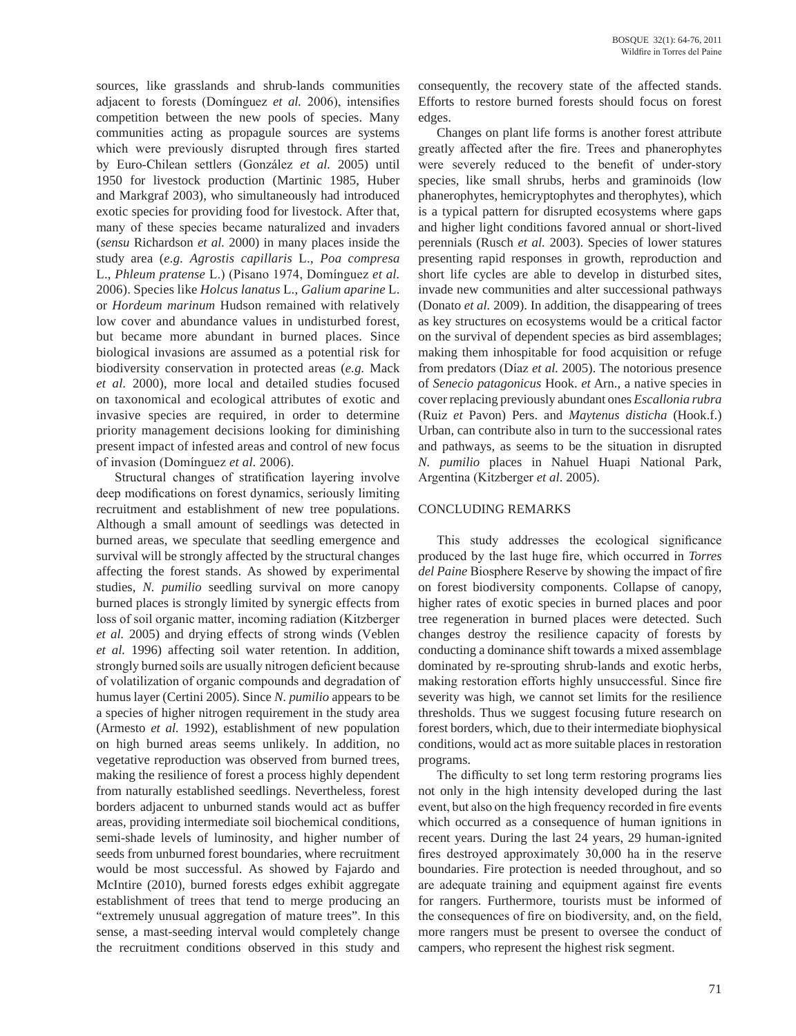sources, like grasslands and shrub-lands communities adjacent to forests (Domínguez *et al.* 2006), intensifies competition between the new pools of species. Many communities acting as propagule sources are systems which were previously disrupted through fires started by Euro-Chilean settlers (González *et al.* 2005) until 1950 for livestock production (Martinic 1985, Huber and Markgraf 2003), who simultaneously had introduced exotic species for providing food for livestock. After that, many of these species became naturalized and invaders (*sensu* Richardson *et al.* 2000) in many places inside the study area (*e.g. Agrostis capillaris* L., *Poa compresa* L., *Phleum pratense* L.) (Pisano 1974, Domínguez *et al.* 2006). Species like *Holcus lanatus* L., *Galium aparine* L. or *Hordeum marinum* Hudson remained with relatively low cover and abundance values in undisturbed forest, but became more abundant in burned places. Since biological invasions are assumed as a potential risk for biodiversity conservation in protected areas (*e.g.* Mack *et al.* 2000), more local and detailed studies focused on taxonomical and ecological attributes of exotic and invasive species are required, in order to determine priority management decisions looking for diminishing present impact of infested areas and control of new focus of invasion (Domínguez *et al.* 2006).

Structural changes of stratification layering involve deep modifications on forest dynamics, seriously limiting recruitment and establishment of new tree populations. Although a small amount of seedlings was detected in burned areas, we speculate that seedling emergence and survival will be strongly affected by the structural changes affecting the forest stands. As showed by experimental studies, *N. pumilio* seedling survival on more canopy burned places is strongly limited by synergic effects from loss of soil organic matter, incoming radiation (Kitzberger *et al.* 2005) and drying effects of strong winds (Veblen *et al.* 1996) affecting soil water retention. In addition, strongly burned soils are usually nitrogen deficient because of volatilization of organic compounds and degradation of humus layer (Certini 2005). Since *N. pumilio* appears to be a species of higher nitrogen requirement in the study area (Armesto *et al.* 1992), establishment of new population on high burned areas seems unlikely. In addition, no vegetative reproduction was observed from burned trees, making the resilience of forest a process highly dependent from naturally established seedlings. Nevertheless, forest borders adjacent to unburned stands would act as buffer areas, providing intermediate soil biochemical conditions, semi-shade levels of luminosity, and higher number of seeds from unburned forest boundaries, where recruitment would be most successful. As showed by Fajardo and McIntire (2010), burned forests edges exhibit aggregate establishment of trees that tend to merge producing an "extremely unusual aggregation of mature trees". In this sense, a mast-seeding interval would completely change the recruitment conditions observed in this study and consequently, the recovery state of the affected stands. Efforts to restore burned forests should focus on forest edges.

Changes on plant life forms is another forest attribute greatly affected after the fire. Trees and phanerophytes were severely reduced to the benefit of under-story species, like small shrubs, herbs and graminoids (low phanerophytes, hemicryptophytes and therophytes), which is a typical pattern for disrupted ecosystems where gaps and higher light conditions favored annual or short-lived perennials (Rusch *et al.* 2003). Species of lower statures presenting rapid responses in growth, reproduction and short life cycles are able to develop in disturbed sites, invade new communities and alter successional pathways (Donato *et al.* 2009). In addition, the disappearing of trees as key structures on ecosystems would be a critical factor on the survival of dependent species as bird assemblages; making them inhospitable for food acquisition or refuge from predators (Díaz *et al.* 2005). The notorious presence of *Senecio patagonicus* Hook. *et* Arn., a native species in cover replacing previously abundant ones *Escallonia rubra* (Ruiz *et* Pavon) Pers. and *Maytenus disticha* (Hook.f.) Urban, can contribute also in turn to the successional rates and pathways, as seems to be the situation in disrupted *N. pumilio* places in Nahuel Huapi National Park, Argentina (Kitzberger *et al*. 2005).

## CONCLUDING REMARKS

This study addresses the ecological significance produced by the last huge fire, which occurred in *Torres del Paine* Biosphere Reserve by showing the impact of fire on forest biodiversity components. Collapse of canopy, higher rates of exotic species in burned places and poor tree regeneration in burned places were detected. Such changes destroy the resilience capacity of forests by conducting a dominance shift towards a mixed assemblage dominated by re-sprouting shrub-lands and exotic herbs, making restoration efforts highly unsuccessful. Since fire severity was high, we cannot set limits for the resilience thresholds. Thus we suggest focusing future research on forest borders, which, due to their intermediate biophysical conditions, would act as more suitable places in restoration programs.

The difficulty to set long term restoring programs lies not only in the high intensity developed during the last event, but also on the high frequency recorded in fire events which occurred as a consequence of human ignitions in recent years. During the last 24 years, 29 human-ignited fires destroyed approximately 30,000 ha in the reserve boundaries. Fire protection is needed throughout, and so are adequate training and equipment against fire events for rangers. Furthermore, tourists must be informed of the consequences of fire on biodiversity, and, on the field, more rangers must be present to oversee the conduct of campers, who represent the highest risk segment.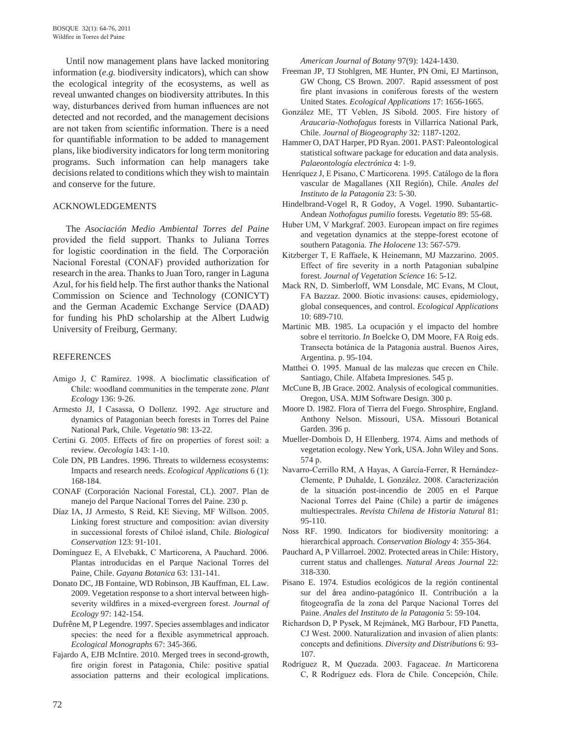Until now management plans have lacked monitoring information (*e.g.* biodiversity indicators), which can show the ecological integrity of the ecosystems, as well as reveal unwanted changes on biodiversity attributes. In this way, disturbances derived from human influences are not detected and not recorded, and the management decisions are not taken from scientific information. There is a need for quantifiable information to be added to management plans, like biodiversity indicators for long term monitoring programs. Such information can help managers take decisions related to conditions which they wish to maintain and conserve for the future.

## ACKNOWLEDGEMENTS

The *Asociación Medio Ambiental Torres del Paine* provided the field support. Thanks to Juliana Torres for logistic coordination in the field. The Corporación Nacional Forestal (CONAF) provided authorization for research in the area. Thanks to Juan Toro, ranger in Laguna Azul, for his field help. The first author thanks the National Commission on Science and Technology (CONICYT) and the German Academic Exchange Service (DAAD) for funding his PhD scholarship at the Albert Ludwig University of Freiburg, Germany.

## REFERENCES

Amigo J, C Ramírez. 1998. A bioclimatic classification of Chile: woodland communities in the temperate zone. *Plant Ecology* 136: 9-26.

Armesto JJ, I Casassa, O Dollenz. 1992. Age structure and dynamics of Patagonian beech forests in Torres del Paine National Park, Chile. *Vegetatio* 98: 13-22.

Certini G. 2005. Effects of fire on properties of forest soil: a review. *Oecologia* 143: 1-10.

Cole DN, PB Landres. 1996. Threats to wilderness ecosystems: Impacts and research needs. *Ecological Applications* 6 (1): 168-184.

CONAF (Corporación Nacional Forestal, CL). 2007. Plan de manejo del Parque Nacional Torres del Paine. 230 p.

Díaz IA, JJ Armesto, S Reid, KE Sieving, MF Willson. 2005. Linking forest structure and composition: avian diversity in successional forests of Chiloé island, Chile. *Biological Conservation* 123: 91-101.

Domínguez E, A Elvebakk, C Marticorena, A Pauchard. 2006. Plantas introducidas en el Parque Nacional Torres del Paine, Chile. *Gayana Botanica* 63: 131-141.

Donato DC, JB Fontaine, WD Robinson, JB Kauffman, EL Law. 2009. Vegetation response to a short interval between high-severity wildfires in a mixed-evergreen forest. *Journal of Ecology* 97: 142-154.

Dufrêne M, P Legendre. 1997. Species assemblages and indicator species: the need for a flexible asymmetrical approach. *Ecological Monographs* 67: 345-366.

Fajardo A, EJB McIntire. 2010. Merged trees in second-growth, fire origin forest in Patagonia, Chile: positive spatial association patterns and their ecological implications. *American Journal of Botany* 97(9): 1424-1430.

Freeman JP, TJ Stohlgren, ME Hunter, PN Omi, EJ Martinson, GW Chong, CS Brown. 2007. Rapid assessment of post fire plant invasions in coniferous forests of the western United States. *Ecological Applications* 17: 1656-1665.

González ME, TT Veblen, JS Sibold. 2005. Fire history of *Araucaria-Nothofagus* forests in Villarrica National Park, Chile. *Journal of Biogeography* 32: 1187-1202.

Hammer O, DAT Harper, PD Ryan. 2001. PAST: Paleontological statistical software package for education and data analysis. *Palaeontología electrónica* 4: 1-9.

Henríquez J, E Pisano, C Marticorena. 1995. Catálogo de la flora vascular de Magallanes (XII Región), Chile. *Anales del Instituto de la Patagonia* 23: 5-30.

Hindelbrand-Vogel R, R Godoy, A Vogel. 1990. Subantartic-Andean *Nothofagus pumilio* forests. *Vegetatio* 89: 55-68.

Huber UM, V Markgraf. 2003. European impact on fire regimes and vegetation dynamics at the steppe-forest ecotone of southern Patagonia. *The Holocene* 13: 567-579.

Kitzberger T, E Raffaele, K Heinemann, MJ Mazzarino. 2005. Effect of fire severity in a north Patagonian subalpine forest. *Journal of Vegetation Science* 16: 5-12.

Mack RN, D. Simberloff, WM Lonsdale, MC Evans, M Clout, FA Bazzaz. 2000. Biotic invasions: causes, epidemiology, global consequences, and control. *Ecological Applications* 10: 689-710.

Martinic MB. 1985. La ocupación y el impacto del hombre sobre el territorio. *In* Boelcke O, DM Moore, FA Roig eds. Transecta botánica de la Patagonia austral. Buenos Aires, Argentina. p. 95-104.

Matthei O. 1995. Manual de las malezas que crecen en Chile. Santiago, Chile. Alfabeta Impresiones. 545 p.

McCune B, JB Grace. 2002. Analysis of ecological communities. Oregon, USA. MJM Software Design. 300 p.

Moore D. 1982. Flora of Tierra del Fuego. Shrosphire, England. Anthony Nelson. Missouri, USA. Missouri Botanical Garden. 396 p.

Mueller-Dombois D, H Ellenberg. 1974. Aims and methods of vegetation ecology. New York, USA. John Wiley and Sons. 574 p.

Navarro-Cerrillo RM, A Hayas, A García-Ferrer, R Hernández-Clemente, P Duhalde, L González. 2008. Caracterización de la situación post-incendio de 2005 en el Parque Nacional Torres del Paine (Chile) a partir de imágenes multiespectrales. *Revista Chilena de Historia Natural* 81: 95-110.

Noss RF. 1990. Indicators for biodiversity monitoring: a hierarchical approach. *Conservation Biology* 4: 355-364.

Pauchard A, P Villarroel. 2002. Protected areas in Chile: History, current status and challenges. *Natural Areas Journal* 22: 318-330.

Pisano E. 1974. Estudios ecológicos de la región continental sur del área andino-patagónico II. Contribución a la fitogeografía de la zona del Parque Nacional Torres del Paine. *Anales del Instituto de la Patagonia* 5: 59-104.

Richardson D, P Pysek, M Rejmánek, MG Barbour, FD Panetta, CJ West. 2000. Naturalization and invasion of alien plants: concepts and definitions. *Diversity and Distributions* 6: 93-107.

Rodríguez R, M Quezada. 2003. Fagaceae. *In* Marticorena C, R Rodríguez eds. Flora de Chile. Concepción, Chile.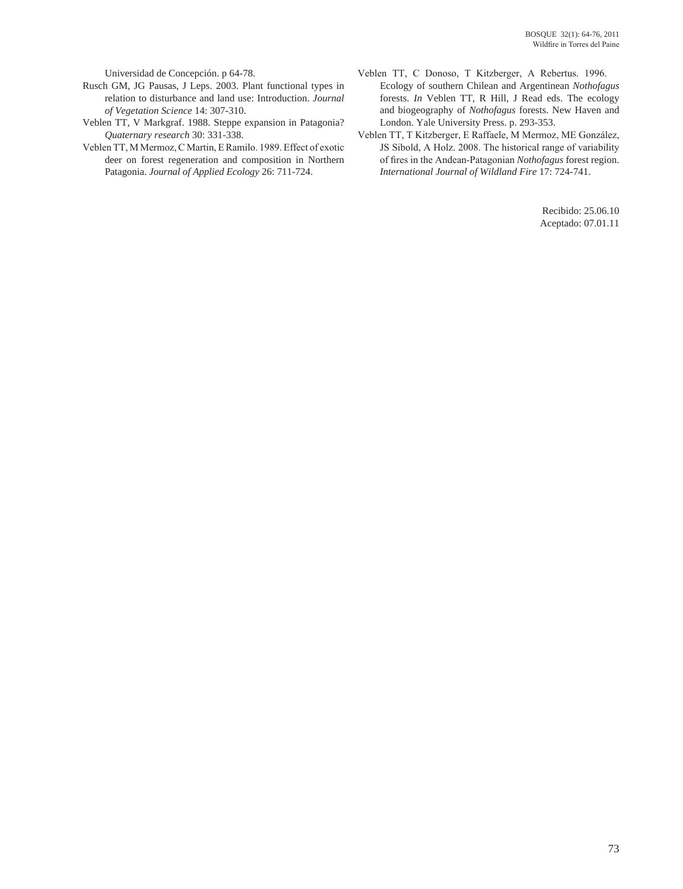Universidad de Concepción. p 64-78.

Rusch GM, JG Pausas, J Leps. 2003. Plant functional types in relation to disturbance and land use: Introduction. *Journal of Vegetation Science* 14: 307-310.

Veblen TT, V Markgraf. 1988. Steppe expansion in Patagonia? *Quaternary research* 30: 331-338.

Veblen TT, M Mermoz, C Martin, E Ramilo. 1989. Effect of exotic deer on forest regeneration and composition in Northern Patagonia. *Journal of Applied Ecology* 26: 711-724.

Veblen TT, C Donoso, T Kitzberger, A Rebertus. 1996. Ecology of southern Chilean and Argentinean *Nothofagus* forests. *In* Veblen TT, R Hill, J Read eds. The ecology and biogeography of *Nothofagus* forests. New Haven and London. Yale University Press. p. 293-353.

Veblen TT, T Kitzberger, E Raffaele, M Mermoz, ME González, JS Sibold, A Holz. 2008. The historical range of variability of fires in the Andean-Patagonian *Nothofagus* forest region. *International Journal of Wildland Fire* 17: 724-741.

Recibido: 25.06.10
Aceptado: 07.01.11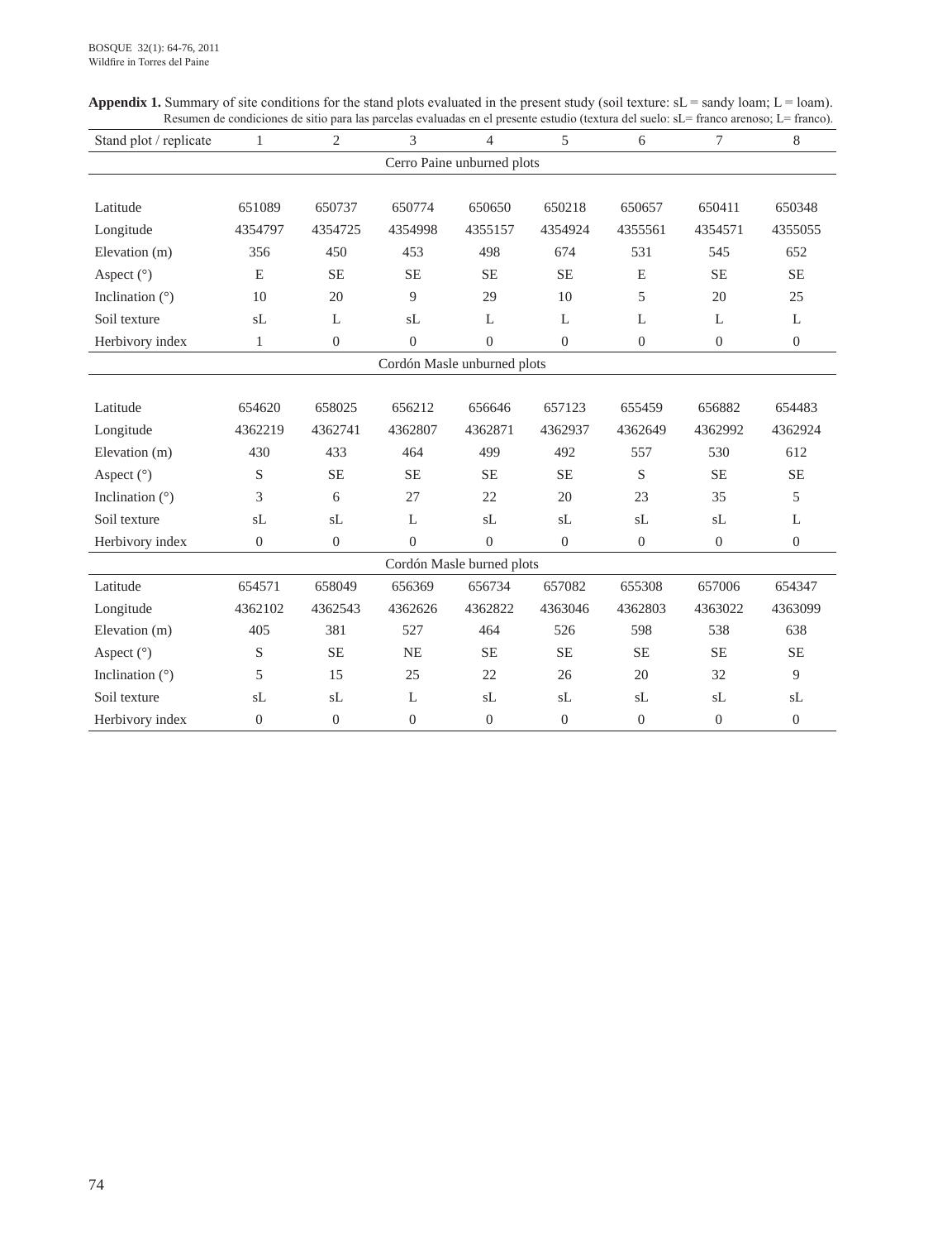**Appendix 1.** Summary of site conditions for the stand plots evaluated in the present study (soil texture: sL = sandy loam; L = loam).
Resumen de condiciones de sitio para las parcelas evaluadas en el presente estudio (textura del suelo: sL= franco arenoso; L= franco).

| Stand plot / replicate | 1 | 2 | 3 | 4 | 5 | 6 | 7 | 8 |
|---|---|---|---|---|---|---|---|---|
| **Cerro Paine unburned plots** | | | | | | | | |
| Latitude | 651089 | 650737 | 650774 | 650650 | 650218 | 650657 | 650411 | 650348 |
| Longitude | 4354797 | 4354725 | 4354998 | 4355157 | 4354924 | 4355561 | 4354571 | 4355055 |
| Elevation (m) | 356 | 450 | 453 | 498 | 674 | 531 | 545 | 652 |
| Aspect (°) | E | SE | SE | SE | SE | E | SE | SE |
| Inclination (°) | 10 | 20 | 9 | 29 | 10 | 5 | 20 | 25 |
| Soil texture | sL | L | sL | L | L | L | L | L |
| Herbivory index | 1 | 0 | 0 | 0 | 0 | 0 | 0 | 0 |
| **Cordón Masle unburned plots** | | | | | | | | |
| Latitude | 654620 | 658025 | 656212 | 656646 | 657123 | 655459 | 656882 | 654483 |
| Longitude | 4362219 | 4362741 | 4362807 | 4362871 | 4362937 | 4362649 | 4362992 | 4362924 |
| Elevation (m) | 430 | 433 | 464 | 499 | 492 | 557 | 530 | 612 |
| Aspect (°) | S | SE | SE | SE | SE | S | SE | SE |
| Inclination (°) | 3 | 6 | 27 | 22 | 20 | 23 | 35 | 5 |
| Soil texture | sL | sL | L | sL | sL | sL | sL | L |
| Herbivory index | 0 | 0 | 0 | 0 | 0 | 0 | 0 | 0 |
| **Cordón Masle burned plots** | | | | | | | | |
| Latitude | 654571 | 658049 | 656369 | 656734 | 657082 | 655308 | 657006 | 654347 |
| Longitude | 4362102 | 4362543 | 4362626 | 4362822 | 4363046 | 4362803 | 4363022 | 4363099 |
| Elevation (m) | 405 | 381 | 527 | 464 | 526 | 598 | 538 | 638 |
| Aspect (°) | S | SE | NE | SE | SE | SE | SE | SE |
| Inclination (°) | 5 | 15 | 25 | 22 | 26 | 20 | 32 | 9 |
| Soil texture | sL | sL | L | sL | sL | sL | sL | sL |
| Herbivory index | 0 | 0 | 0 | 0 | 0 | 0 | 0 | 0 |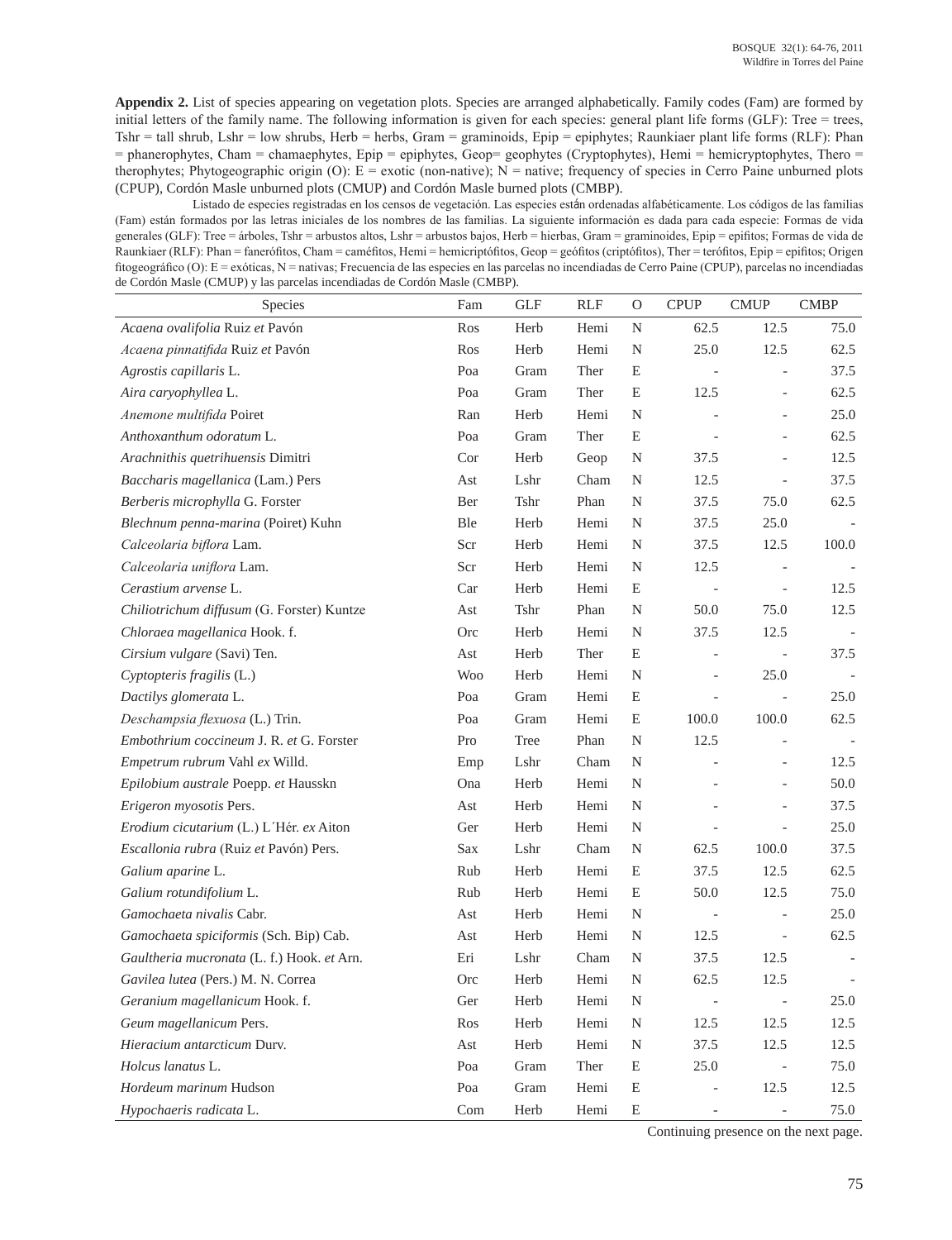**Appendix 2.** List of species appearing on vegetation plots. Species are arranged alphabetically. Family codes (Fam) are formed by initial letters of the family name. The following information is given for each species: general plant life forms (GLF): Tree = trees, Tshr = tall shrub, Lshr = low shrubs, Herb = herbs, Gram = graminoids, Epip = epiphytes; Raunkiaer plant life forms (RLF): Phan = phanerophytes, Cham = chamaephytes, Epip = epiphytes, Geop= geophytes (Cryptophytes), Hemi = hemicryptophytes, Thero = therophytes; Phytogeographic origin (O): E = exotic (non-native); N = native; frequency of species in Cerro Paine unburned plots (CPUP), Cordón Masle unburned plots (CMUP) and Cordón Masle burned plots (CMBP).

Listado de especies registradas en los censos de vegetación. Las especies están ordenadas alfabéticamente. Los códigos de las familias (Fam) están formados por las letras iniciales de los nombres de las familias. La siguiente información es dada para cada especie: Formas de vida generales (GLF): Tree = árboles, Tshr = arbustos altos, Lshr = arbustos bajos, Herb = hierbas, Gram = graminoides, Epip = epifitos; Formas de vida de Raunkiaer (RLF): Phan = fanerófitos, Cham = caméfitos, Hemi = hemicriptófitos, Geop = geófitos (criptófitos), Ther = terófitos, Epip = epifitos; Origen fitogeográfico (O): E = exóticas, N = nativas; Frecuencia de las especies en las parcelas no incendiadas de Cerro Paine (CPUP), parcelas no incendiadas de Cordón Masle (CMUP) y las parcelas incendiadas de Cordón Masle (CMBP).

| Species | Fam | GLF | RLF | O | CPUP | CMUP | CMBP |
|---|---|---|---|---|---|---|---|
| *Acaena ovalifolia* Ruiz *et* Pavón | Ros | Herb | Hemi | N | 62.5 | 12.5 | 75.0 |
| *Acaena pinnatifida* Ruiz *et* Pavón | Ros | Herb | Hemi | N | 25.0 | 12.5 | 62.5 |
| *Agrostis capillaris* L. | Poa | Gram | Ther | E | - | - | 37.5 |
| *Aira caryophyllea* L. | Poa | Gram | Ther | E | 12.5 | - | 62.5 |
| *Anemone multifida* Poiret | Ran | Herb | Hemi | N | - | - | 25.0 |
| *Anthoxanthum odoratum* L. | Poa | Gram | Ther | E | - | - | 62.5 |
| *Arachnithis quetrihuensis* Dimitri | Cor | Herb | Geop | N | 37.5 | - | 12.5 |
| *Baccharis magellanica* (Lam.) Pers | Ast | Lshr | Cham | N | 12.5 | - | 37.5 |
| *Berberis microphylla* G. Forster | Ber | Tshr | Phan | N | 37.5 | 75.0 | 62.5 |
| *Blechnum penna-marina* (Poiret) Kuhn | Ble | Herb | Hemi | N | 37.5 | 25.0 | - |
| *Calceolaria biflora* Lam. | Scr | Herb | Hemi | N | 37.5 | 12.5 | 100.0 |
| *Calceolaria uniflora* Lam. | Scr | Herb | Hemi | N | 12.5 | - | - |
| *Cerastium arvense* L. | Car | Herb | Hemi | E | - | - | 12.5 |
| *Chiliotrichum diffusum* (G. Forster) Kuntze | Ast | Tshr | Phan | N | 50.0 | 75.0 | 12.5 |
| *Chloraea magellanica* Hook. f. | Orc | Herb | Hemi | N | 37.5 | 12.5 | - |
| *Cirsium vulgare* (Savi) Ten. | Ast | Herb | Ther | E | - | - | 37.5 |
| *Cyptopteris fragilis* (L.) | Woo | Herb | Hemi | N | - | 25.0 | - |
| *Dactilys glomerata* L. | Poa | Gram | Hemi | E | - | - | 25.0 |
| *Deschampsia flexuosa* (L.) Trin. | Poa | Gram | Hemi | E | 100.0 | 100.0 | 62.5 |
| *Embothrium coccineum* J. R. *et* G. Forster | Pro | Tree | Phan | N | 12.5 | - | - |
| *Empetrum rubrum* Vahl *ex* Willd. | Emp | Lshr | Cham | N | - | - | 12.5 |
| *Epilobium australe* Poepp. *et* Hausskn | Ona | Herb | Hemi | N | - | - | 50.0 |
| *Erigeron myosotis* Pers. | Ast | Herb | Hemi | N | - | - | 37.5 |
| *Erodium cicutarium* (L.) L´Hér. *ex* Aiton | Ger | Herb | Hemi | N | - | - | 25.0 |
| *Escallonia rubra* (Ruiz *et* Pavón) Pers. | Sax | Lshr | Cham | N | 62.5 | 100.0 | 37.5 |
| *Galium aparine* L. | Rub | Herb | Hemi | E | 37.5 | 12.5 | 62.5 |
| *Galium rotundifolium* L. | Rub | Herb | Hemi | E | 50.0 | 12.5 | 75.0 |
| *Gamochaeta nivalis* Cabr. | Ast | Herb | Hemi | N | - | - | 25.0 |
| *Gamochaeta spiciformis* (Sch. Bip) Cab. | Ast | Herb | Hemi | N | 12.5 | - | 62.5 |
| *Gaultheria mucronata* (L. f.) Hook. *et* Arn. | Eri | Lshr | Cham | N | 37.5 | 12.5 | - |
| *Gavilea lutea* (Pers.) M. N. Correa | Orc | Herb | Hemi | N | 62.5 | 12.5 | - |
| *Geranium magellanicum* Hook. f. | Ger | Herb | Hemi | N | - | - | 25.0 |
| *Geum magellanicum* Pers. | Ros | Herb | Hemi | N | 12.5 | 12.5 | 12.5 |
| *Hieracium antarcticum* Durv. | Ast | Herb | Hemi | N | 37.5 | 12.5 | 12.5 |
| *Holcus lanatus* L. | Poa | Gram | Ther | E | 25.0 | - | 75.0 |
| *Hordeum marinum* Hudson | Poa | Gram | Hemi | E | - | 12.5 | 12.5 |
| *Hypochaeris radicata* L. | Com | Herb | Hemi | E | - | - | 75.0 |

Continuing presence on the next page.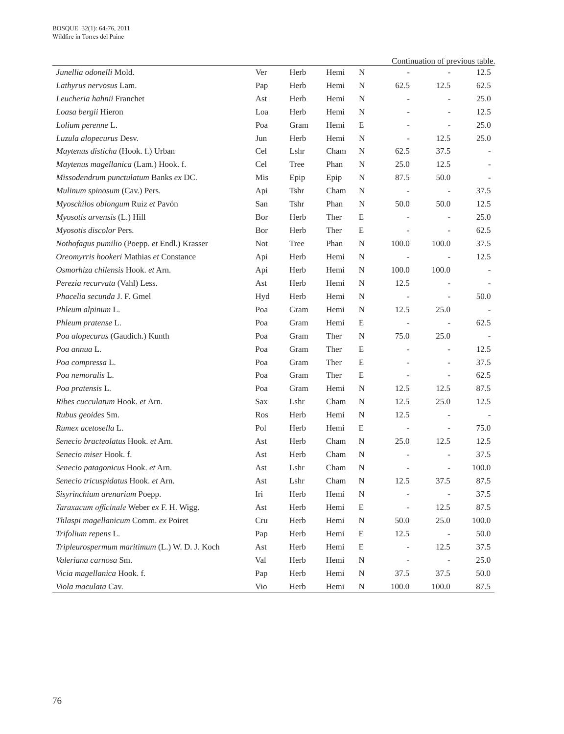Continuation of previous table.

| | | | | | | | |
|---|---|---|---|---|---|---|---|
| *Junellia odonelli* Mold. | Ver | Herb | Hemi | N | - | - | 12.5 |
| *Lathyrus nervosus* Lam. | Pap | Herb | Hemi | N | 62.5 | 12.5 | 62.5 |
| *Leucheria hahnii* Franchet | Ast | Herb | Hemi | N | - | - | 25.0 |
| *Loasa bergii* Hieron | Loa | Herb | Hemi | N | - | - | 12.5 |
| *Lolium perenne* L. | Poa | Gram | Hemi | E | - | - | 25.0 |
| *Luzula alopecurus* Desv. | Jun | Herb | Hemi | N | - | 12.5 | 25.0 |
| *Maytenus disticha* (Hook. f.) Urban | Cel | Lshr | Cham | N | 62.5 | 37.5 | - |
| *Maytenus magellanica* (Lam.) Hook. f. | Cel | Tree | Phan | N | 25.0 | 12.5 | - |
| *Missodendrum punctulatum* Banks *ex* DC. | Mis | Epip | Epip | N | 87.5 | 50.0 | - |
| *Mulinum spinosum* (Cav.) Pers. | Api | Tshr | Cham | N | - | - | 37.5 |
| *Myoschilos oblongum* Ruiz *et* Pavón | San | Tshr | Phan | N | 50.0 | 50.0 | 12.5 |
| *Myosotis arvensis* (L.) Hill | Bor | Herb | Ther | E | - | - | 25.0 |
| *Myosotis discolor* Pers. | Bor | Herb | Ther | E | - | - | 62.5 |
| *Nothofagus pumilio* (Poepp. *et* Endl.) Krasser | Not | Tree | Phan | N | 100.0 | 100.0 | 37.5 |
| *Oreomyrris hookeri* Mathias *et* Constance | Api | Herb | Hemi | N | - | - | 12.5 |
| *Osmorhiza chilensis* Hook. *et* Arn. | Api | Herb | Hemi | N | 100.0 | 100.0 | - |
| *Perezia recurvata* (Vahl) Less. | Ast | Herb | Hemi | N | 12.5 | - | - |
| *Phacelia secunda* J. F. Gmel | Hyd | Herb | Hemi | N | - | - | 50.0 |
| *Phleum alpinum* L. | Poa | Gram | Hemi | N | 12.5 | 25.0 | - |
| *Phleum pratense* L. | Poa | Gram | Hemi | E | - | - | 62.5 |
| *Poa alopecurus* (Gaudich.) Kunth | Poa | Gram | Ther | N | 75.0 | 25.0 | - |
| *Poa annua* L. | Poa | Gram | Ther | E | - | - | 12.5 |
| *Poa compressa* L. | Poa | Gram | Ther | E | - | - | 37.5 |
| *Poa nemoralis* L. | Poa | Gram | Ther | E | - | - | 62.5 |
| *Poa pratensis* L. | Poa | Gram | Hemi | N | 12.5 | 12.5 | 87.5 |
| *Ribes cucculatum* Hook. *et* Arn. | Sax | Lshr | Cham | N | 12.5 | 25.0 | 12.5 |
| *Rubus geoides* Sm. | Ros | Herb | Hemi | N | 12.5 | - | - |
| *Rumex acetosella* L. | Pol | Herb | Hemi | E | - | - | 75.0 |
| *Senecio bracteolatus* Hook. *et* Arn. | Ast | Herb | Cham | N | 25.0 | 12.5 | 12.5 |
| *Senecio miser* Hook. f. | Ast | Herb | Cham | N | - | - | 37.5 |
| *Senecio patagonicus* Hook. *et* Arn. | Ast | Lshr | Cham | N | - | - | 100.0 |
| *Senecio tricuspidatus* Hook. *et* Arn. | Ast | Lshr | Cham | N | 12.5 | 37.5 | 87.5 |
| *Sisyrinchium arenarium* Poepp. | Iri | Herb | Hemi | N | - | - | 37.5 |
| *Taraxacum officinale* Weber *ex* F. H. Wigg. | Ast | Herb | Hemi | E | - | 12.5 | 87.5 |
| *Thlaspi magellanicum* Comm. *ex* Poiret | Cru | Herb | Hemi | N | 50.0 | 25.0 | 100.0 |
| *Trifolium repens* L. | Pap | Herb | Hemi | E | 12.5 | - | 50.0 |
| *Tripleurospermum maritimum* (L.) W. D. J. Koch | Ast | Herb | Hemi | E | - | 12.5 | 37.5 |
| *Valeriana carnosa* Sm. | Val | Herb | Hemi | N | - | - | 25.0 |
| *Vicia magellanica* Hook. f. | Pap | Herb | Hemi | N | 37.5 | 37.5 | 50.0 |
| *Viola maculata* Cav. | Vio | Herb | Hemi | N | 100.0 | 100.0 | 87.5 |